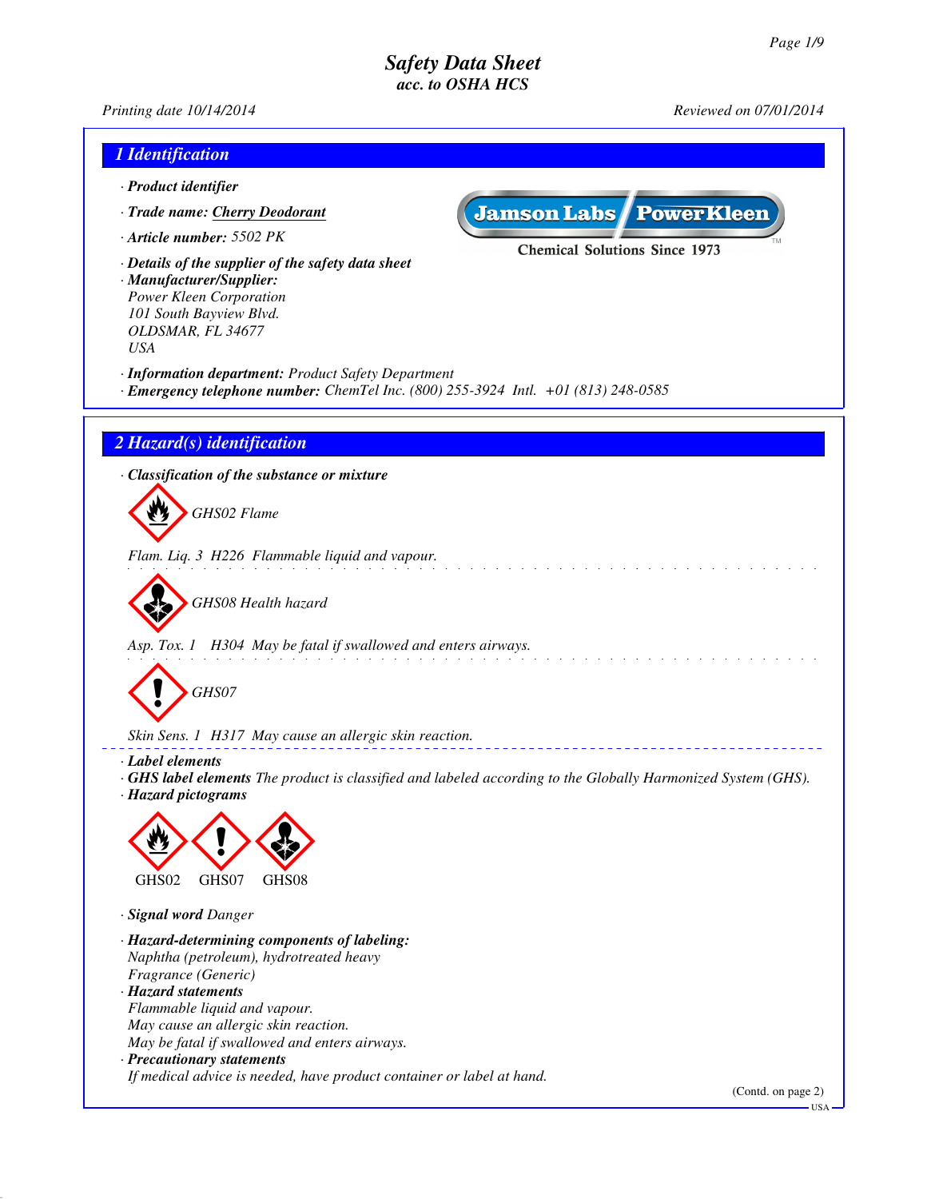# Safety Data Sheet
*acc. to OSHA HCS*

Printing date 10/14/2014 Reviewed on 07/01/2014

## 1 Identification

· **Product identifier**

· **Trade name:** Cherry Deodorant

· **Article number:** 5502 PK

Jamson Labs / PowerKleen
Chemical Solutions Since 1973

· **Details of the supplier of the safety data sheet**

· **Manufacturer/Supplier:**
Power Kleen Corporation
101 South Bayview Blvd.
OLDSMAR, FL 34677
USA

· **Information department:** Product Safety Department

· **Emergency telephone number:** ChemTel Inc. (800) 255-3924 Intl. +01 (813) 248-0585

## 2 Hazard(s) identification

· **Classification of the substance or mixture**

GHS02 Flame

Flam. Liq. 3 H226 Flammable liquid and vapour.

GHS08 Health hazard

Asp. Tox. 1 H304 May be fatal if swallowed and enters airways.

GHS07

Skin Sens. 1 H317 May cause an allergic skin reaction.

· **Label elements**

· **GHS label elements** The product is classified and labeled according to the Globally Harmonized System (GHS).

· **Hazard pictograms**

GHS02 GHS07 GHS08

· **Signal word** Danger

· **Hazard-determining components of labeling:**
Naphtha (petroleum), hydrotreated heavy
Fragrance (Generic)

· **Hazard statements**
Flammable liquid and vapour.
May cause an allergic skin reaction.
May be fatal if swallowed and enters airways.

· **Precautionary statements**
If medical advice is needed, have product container or label at hand.

(Contd. on page 2)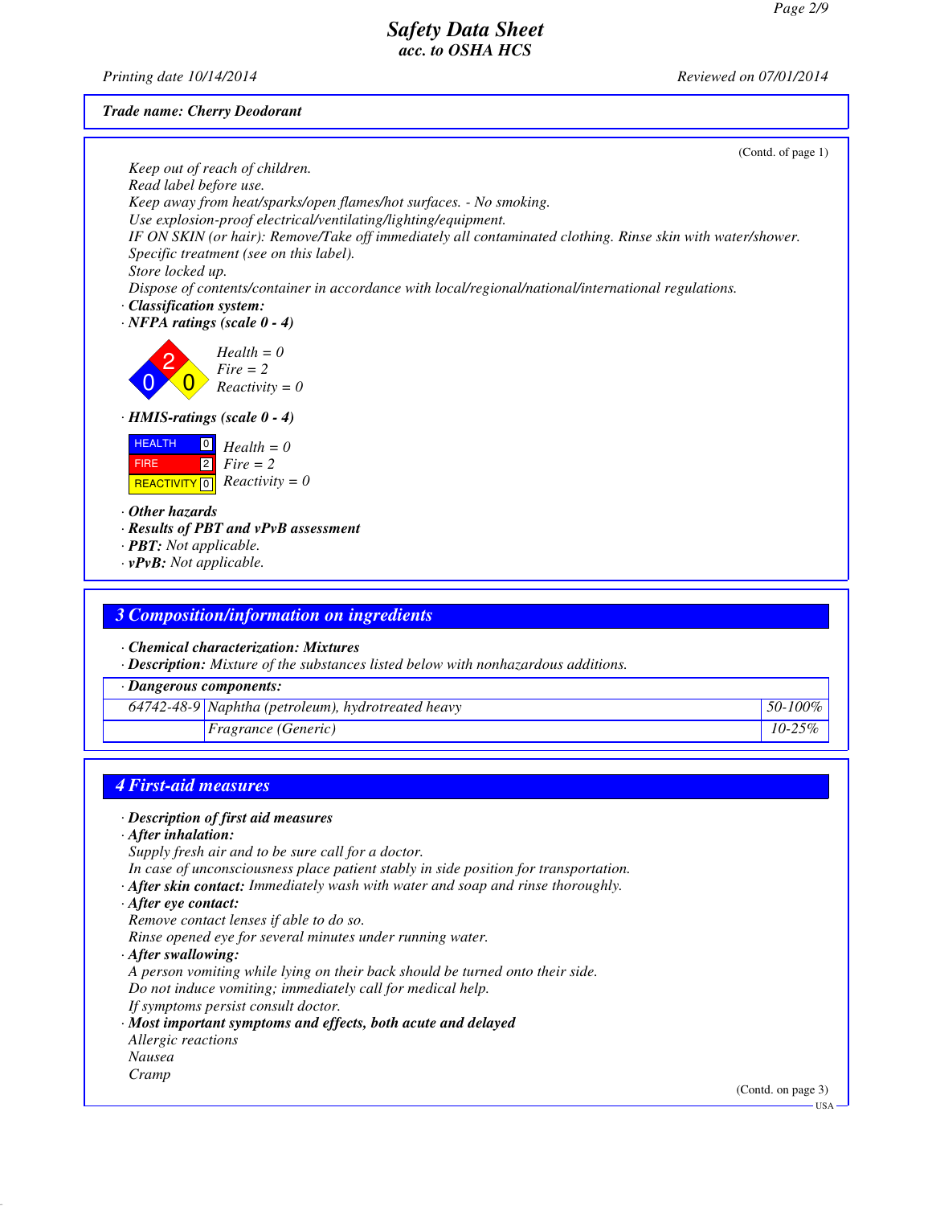Trade name: Cherry Deodorant

(Contd. of page 1)

Keep out of reach of children.
Read label before use.
Keep away from heat/sparks/open flames/hot surfaces. - No smoking.
Use explosion-proof electrical/ventilating/lighting/equipment.
IF ON SKIN (or hair): Remove/Take off immediately all contaminated clothing. Rinse skin with water/shower.
Specific treatment (see on this label).
Store locked up.
Dispose of contents/container in accordance with local/regional/national/international regulations.

· **Classification system:**
· **NFPA ratings (scale 0 - 4)**

Health = 0
Fire = 2
Reactivity = 0

· **HMIS-ratings (scale 0 - 4)**

| | | |
|---|---|---|
| HEALTH | 0 | Health = 0 |
| FIRE | 2 | Fire = 2 |
| REACTIVITY | 0 | Reactivity = 0 |

· **Other hazards**
· **Results of PBT and vPvB assessment**
· **PBT:** Not applicable.
· **vPvB:** Not applicable.

## 3 Composition/information on ingredients

· **Chemical characterization: Mixtures**
· **Description:** Mixture of the substances listed below with nonhazardous additions.

| · Dangerous components: | | |
|---|---|---|
| 64742-48-9 | Naphtha (petroleum), hydrotreated heavy | 50-100% |
| | Fragrance (Generic) | 10-25% |

## 4 First-aid measures

· **Description of first aid measures**
· **After inhalation:**
Supply fresh air and to be sure call for a doctor.
In case of unconsciousness place patient stably in side position for transportation.
· **After skin contact:** Immediately wash with water and soap and rinse thoroughly.
· **After eye contact:**
Remove contact lenses if able to do so.
Rinse opened eye for several minutes under running water.
· **After swallowing:**
A person vomiting while lying on their back should be turned onto their side.
Do not induce vomiting; immediately call for medical help.
If symptoms persist consult doctor.
· **Most important symptoms and effects, both acute and delayed**
Allergic reactions
Nausea
Cramp

(Contd. on page 3)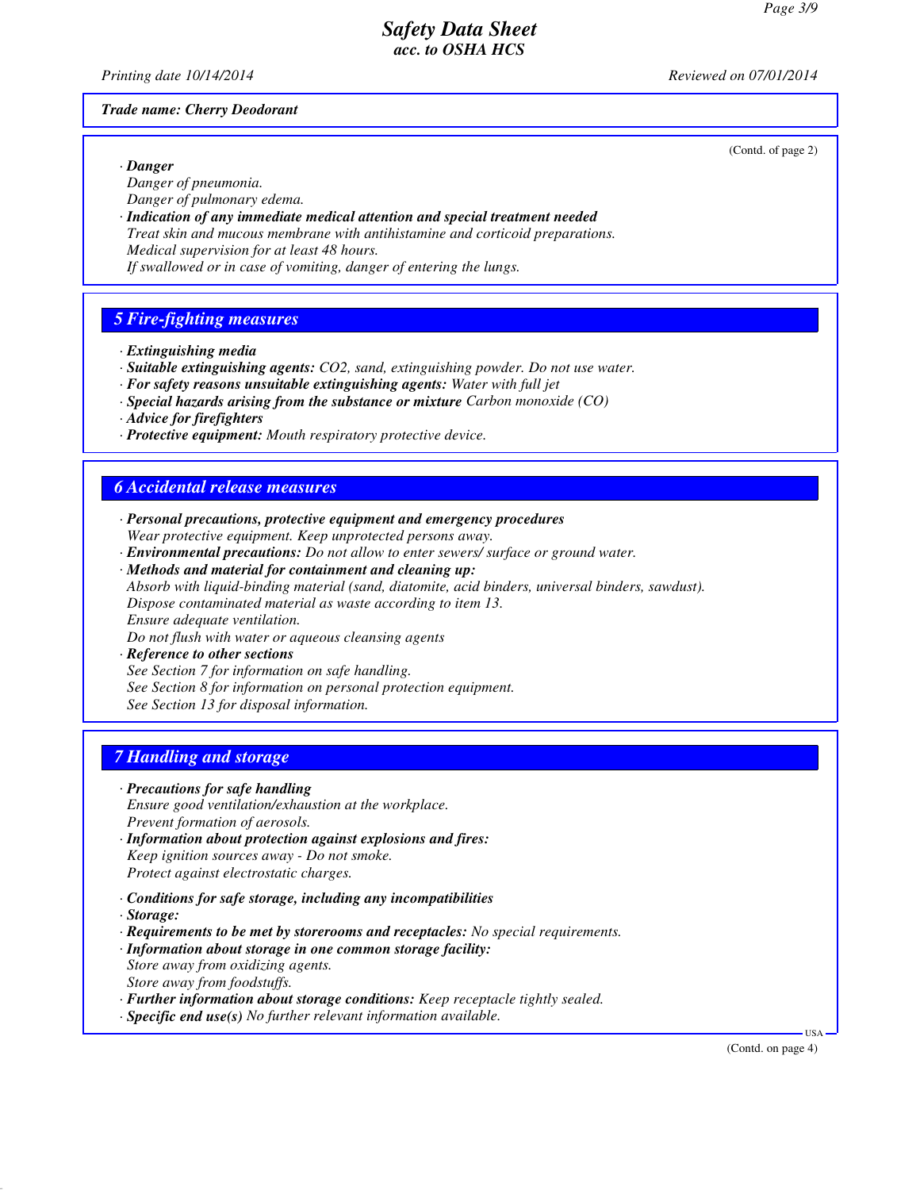**Trade name: Cherry Deodorant**

(Contd. of page 2)

· **Danger**
Danger of pneumonia.
Danger of pulmonary edema.

· **Indication of any immediate medical attention and special treatment needed**
Treat skin and mucous membrane with antihistamine and corticoid preparations.
Medical supervision for at least 48 hours.
If swallowed or in case of vomiting, danger of entering the lungs.

## 5 Fire-fighting measures

· **Extinguishing media**
· **Suitable extinguishing agents:** $CO_2$, sand, extinguishing powder. Do not use water.
· **For safety reasons unsuitable extinguishing agents:** Water with full jet
· **Special hazards arising from the substance or mixture** Carbon monoxide (CO)
· **Advice for firefighters**
· **Protective equipment:** Mouth respiratory protective device.

## 6 Accidental release measures

· **Personal precautions, protective equipment and emergency procedures**
Wear protective equipment. Keep unprotected persons away.

· **Environmental precautions:** Do not allow to enter sewers/ surface or ground water.

· **Methods and material for containment and cleaning up:**
Absorb with liquid-binding material (sand, diatomite, acid binders, universal binders, sawdust).
Dispose contaminated material as waste according to item 13.
Ensure adequate ventilation.
Do not flush with water or aqueous cleansing agents

· **Reference to other sections**
See Section 7 for information on safe handling.
See Section 8 for information on personal protection equipment.
See Section 13 for disposal information.

## 7 Handling and storage

· **Precautions for safe handling**
Ensure good ventilation/exhaustion at the workplace.
Prevent formation of aerosols.

· **Information about protection against explosions and fires:**
Keep ignition sources away - Do not smoke.
Protect against electrostatic charges.

· **Conditions for safe storage, including any incompatibilities**
· **Storage:**
· **Requirements to be met by storerooms and receptacles:** No special requirements.
· **Information about storage in one common storage facility:**
Store away from oxidizing agents.
Store away from foodstuffs.
· **Further information about storage conditions:** Keep receptacle tightly sealed.
· **Specific end use(s)** No further relevant information available.

(Contd. on page 4)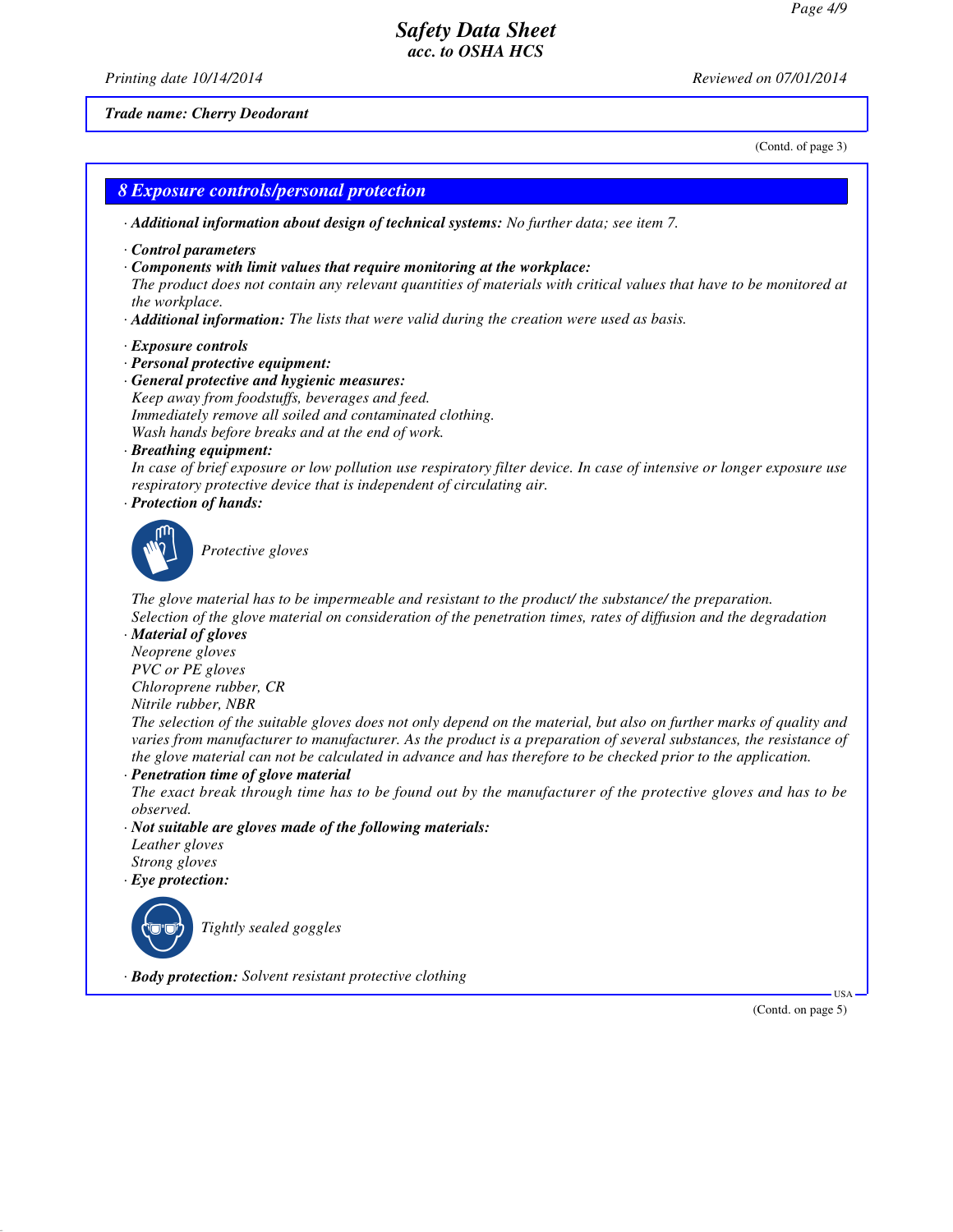*Trade name: Cherry Deodorant*

(Contd. of page 3)

## 8 Exposure controls/personal protection

· ***Additional information about design of technical systems:*** *No further data; see item 7.*

· ***Control parameters***

· ***Components with limit values that require monitoring at the workplace:***
*The product does not contain any relevant quantities of materials with critical values that have to be monitored at the workplace.*

· ***Additional information:*** *The lists that were valid during the creation were used as basis.*

· ***Exposure controls***

· ***Personal protective equipment:***

· ***General protective and hygienic measures:***
*Keep away from foodstuffs, beverages and feed.*
*Immediately remove all soiled and contaminated clothing.*
*Wash hands before breaks and at the end of work.*

· ***Breathing equipment:***
*In case of brief exposure or low pollution use respiratory filter device. In case of intensive or longer exposure use respiratory protective device that is independent of circulating air.*

· ***Protection of hands:***

*Protective gloves*

*The glove material has to be impermeable and resistant to the product/ the substance/ the preparation.*
*Selection of the glove material on consideration of the penetration times, rates of diffusion and the degradation*

· ***Material of gloves***
*Neoprene gloves*
*PVC or PE gloves*
*Chloroprene rubber, CR*
*Nitrile rubber, NBR*
*The selection of the suitable gloves does not only depend on the material, but also on further marks of quality and varies from manufacturer to manufacturer. As the product is a preparation of several substances, the resistance of the glove material can not be calculated in advance and has therefore to be checked prior to the application.*

· ***Penetration time of glove material***
*The exact break through time has to be found out by the manufacturer of the protective gloves and has to be observed.*

· ***Not suitable are gloves made of the following materials:***
*Leather gloves*
*Strong gloves*

· ***Eye protection:***

*Tightly sealed goggles*

· ***Body protection:*** *Solvent resistant protective clothing*

(Contd. on page 5)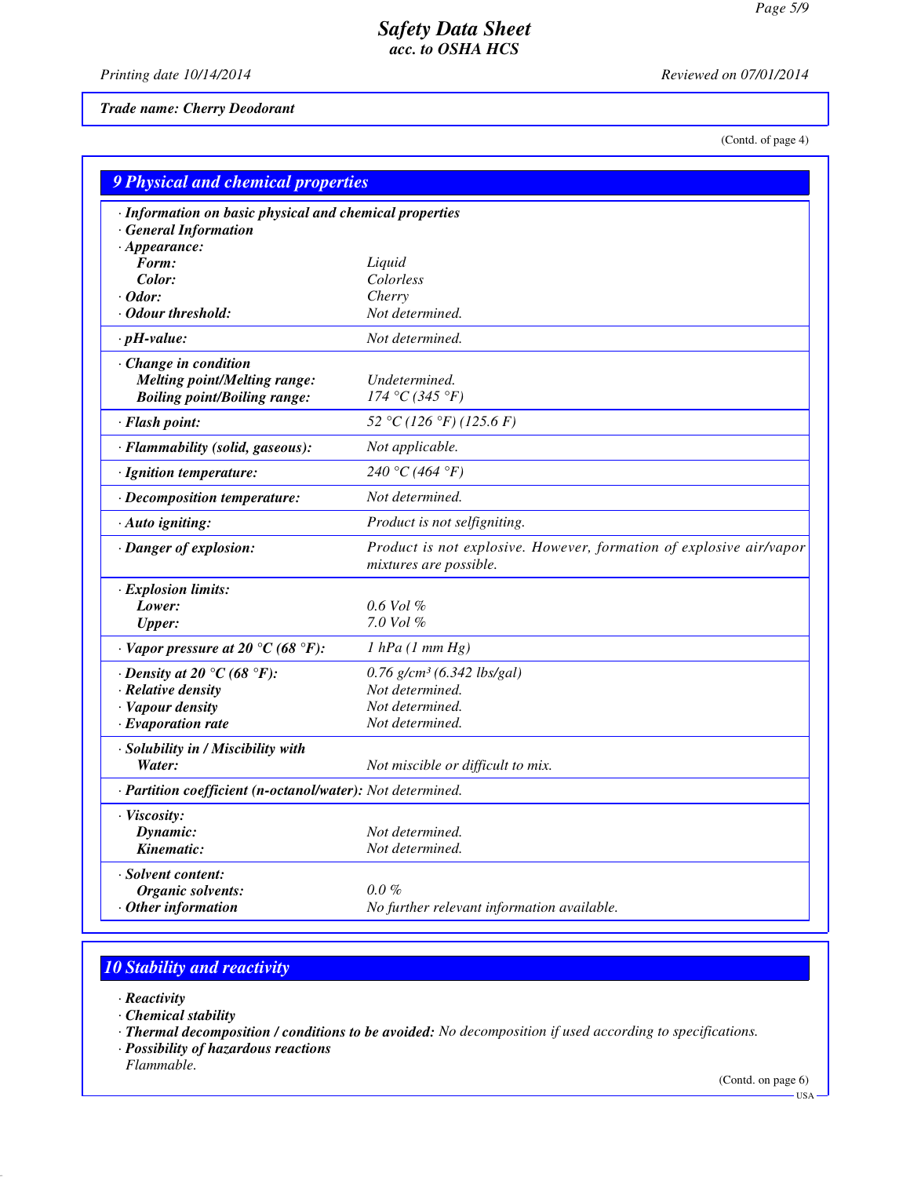Trade name: Cherry Deodorant

(Contd. of page 4)

## 9 Physical and chemical properties

| Property | Value |
|---|---|
| · **Information on basic physical and chemical properties** | |
| · **General Information** | |
| · **Appearance:** | |
| **Form:** | Liquid |
| **Color:** | Colorless |
| · **Odor:** | Cherry |
| · **Odour threshold:** | Not determined. |
| · **pH-value:** | Not determined. |
| · **Change in condition** | |
| **Melting point/Melting range:** | Undetermined. |
| **Boiling point/Boiling range:** | 174 °C (345 °F) |
| · **Flash point:** | 52 °C (126 °F) (125.6 F) |
| · **Flammability (solid, gaseous):** | Not applicable. |
| · **Ignition temperature:** | 240 °C (464 °F) |
| · **Decomposition temperature:** | Not determined. |
| · **Auto igniting:** | Product is not selfigniting. |
| · **Danger of explosion:** | Product is not explosive. However, formation of explosive air/vapor mixtures are possible. |
| · **Explosion limits:** | |
| **Lower:** | 0.6 Vol % |
| **Upper:** | 7.0 Vol % |
| · **Vapor pressure at 20 °C (68 °F):** | 1 hPa (1 mm Hg) |
| · **Density at 20 °C (68 °F):** | 0.76 g/cm³ (6.342 lbs/gal) |
| · **Relative density** | Not determined. |
| · **Vapour density** | Not determined. |
| · **Evaporation rate** | Not determined. |
| · **Solubility in / Miscibility with** | |
| **Water:** | Not miscible or difficult to mix. |
| · **Partition coefficient (n-octanol/water):** | Not determined. |
| · **Viscosity:** | |
| **Dynamic:** | Not determined. |
| **Kinematic:** | Not determined. |
| · **Solvent content:** | |
| **Organic solvents:** | 0.0 % |
| · **Other information** | No further relevant information available. |

## 10 Stability and reactivity

· **Reactivity**

· **Chemical stability**

· **Thermal decomposition / conditions to be avoided:** No decomposition if used according to specifications.

· **Possibility of hazardous reactions**

Flammable.

(Contd. on page 6)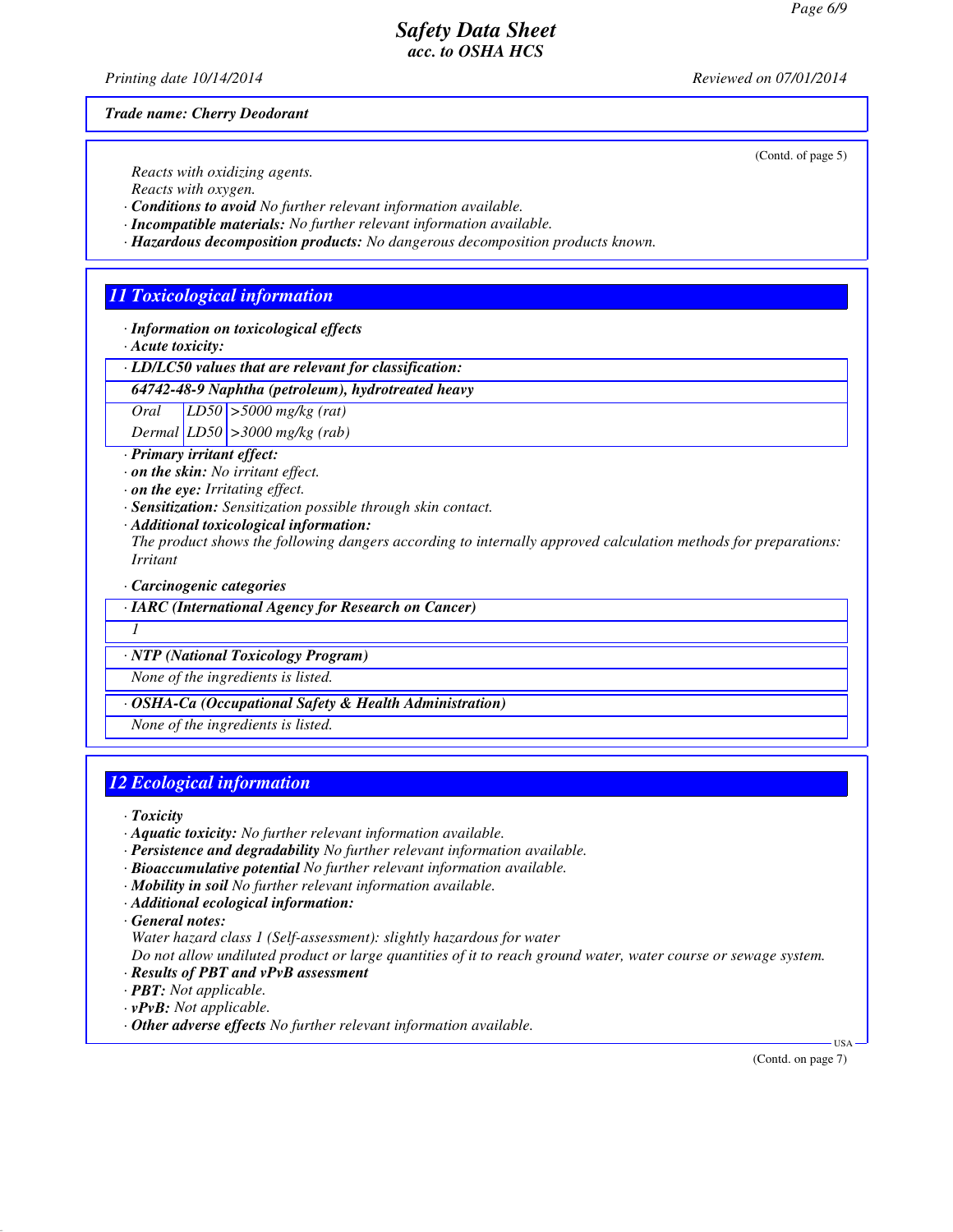*Trade name: Cherry Deodorant*

(Contd. of page 5)

Reacts with oxidizing agents.
Reacts with oxygen.

· **Conditions to avoid** No further relevant information available.
· **Incompatible materials:** No further relevant information available.
· **Hazardous decomposition products:** No dangerous decomposition products known.

## 11 Toxicological information

· **Information on toxicological effects**
· **Acute toxicity:**

| · LD/LC50 values that are relevant for classification: | | |
|---|---|---|
| **64742-48-9 Naphtha (petroleum), hydrotreated heavy** | | |
| Oral | LD50 | >5000 mg/kg (rat) |
| Dermal | LD50 | >3000 mg/kg (rab) |

· **Primary irritant effect:**
· **on the skin:** No irritant effect.
· **on the eye:** Irritating effect.
· **Sensitization:** Sensitization possible through skin contact.
· **Additional toxicological information:**
The product shows the following dangers according to internally approved calculation methods for preparations:
Irritant

· **Carcinogenic categories**

| · IARC (International Agency for Research on Cancer) |
|---|
| 1 |

| · NTP (National Toxicology Program) |
|---|
| None of the ingredients is listed. |

| · OSHA-Ca (Occupational Safety & Health Administration) |
|---|
| None of the ingredients is listed. |

## 12 Ecological information

· **Toxicity**
· **Aquatic toxicity:** No further relevant information available.
· **Persistence and degradability** No further relevant information available.
· **Bioaccumulative potential** No further relevant information available.
· **Mobility in soil** No further relevant information available.
· **Additional ecological information:**
· **General notes:**
Water hazard class 1 (Self-assessment): slightly hazardous for water
Do not allow undiluted product or large quantities of it to reach ground water, water course or sewage system.
· **Results of PBT and vPvB assessment**
· **PBT:** Not applicable.
· **vPvB:** Not applicable.
· **Other adverse effects** No further relevant information available.

(Contd. on page 7)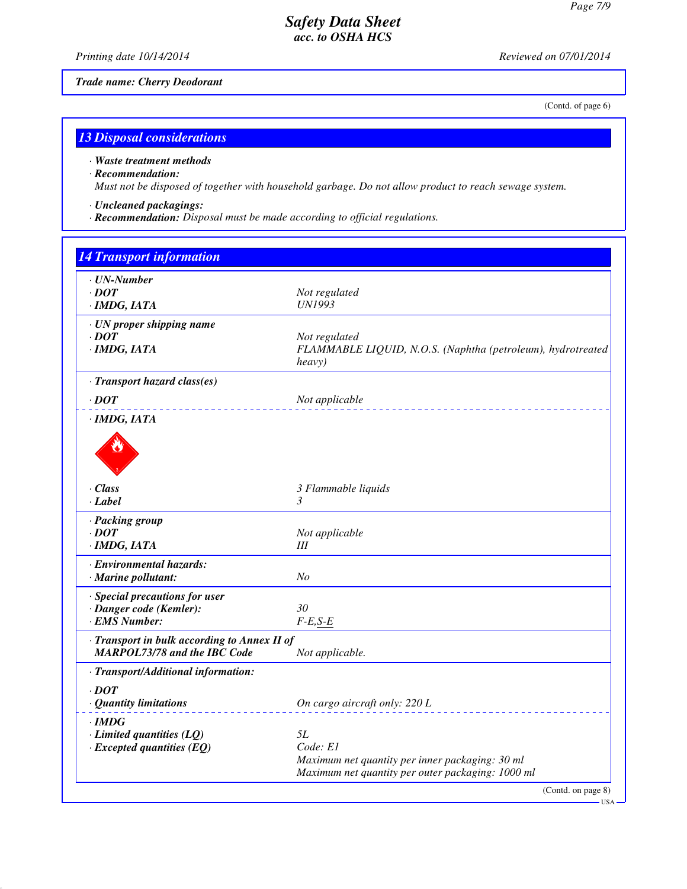**Trade name: Cherry Deodorant**

(Contd. of page 6)

## 13 Disposal considerations

· **Waste treatment methods**

· **Recommendation:**

Must not be disposed of together with household garbage. Do not allow product to reach sewage system.

· **Uncleaned packagings:**

· **Recommendation:** Disposal must be made according to official regulations.

## 14 Transport information

| | |
|---|---|
| · **UN-Number** | |
| · **DOT** | Not regulated |
| · **IMDG, IATA** | UN1993 |
| · **UN proper shipping name** | |
| · **DOT** | Not regulated |
| · **IMDG, IATA** | FLAMMABLE LIQUID, N.O.S. (Naphtha (petroleum), hydrotreated heavy) |
| · **Transport hazard class(es)** | |
| · **DOT** | Not applicable |
| · **IMDG, IATA** | |
| · **Class** | 3 Flammable liquids |
| · **Label** | 3 |
| · **Packing group** | |
| · **DOT** | Not applicable |
| · **IMDG, IATA** | III |
| · **Environmental hazards:** | |
| · **Marine pollutant:** | No |
| · **Special precautions for user** | |
| · **Danger code (Kemler):** | 30 |
| · **EMS Number:** | F-E,S-E |
| · **Transport in bulk according to Annex II of MARPOL73/78 and the IBC Code** | Not applicable. |
| · **Transport/Additional information:** | |
| · **DOT** | |
| · **Quantity limitations** | On cargo aircraft only: 220 L |
| · **IMDG** | |
| · **Limited quantities (LQ)** | 5L |
| · **Excepted quantities (EQ)** | Code: E1<br>Maximum net quantity per inner packaging: 30 ml<br>Maximum net quantity per outer packaging: 1000 ml |

(Contd. on page 8)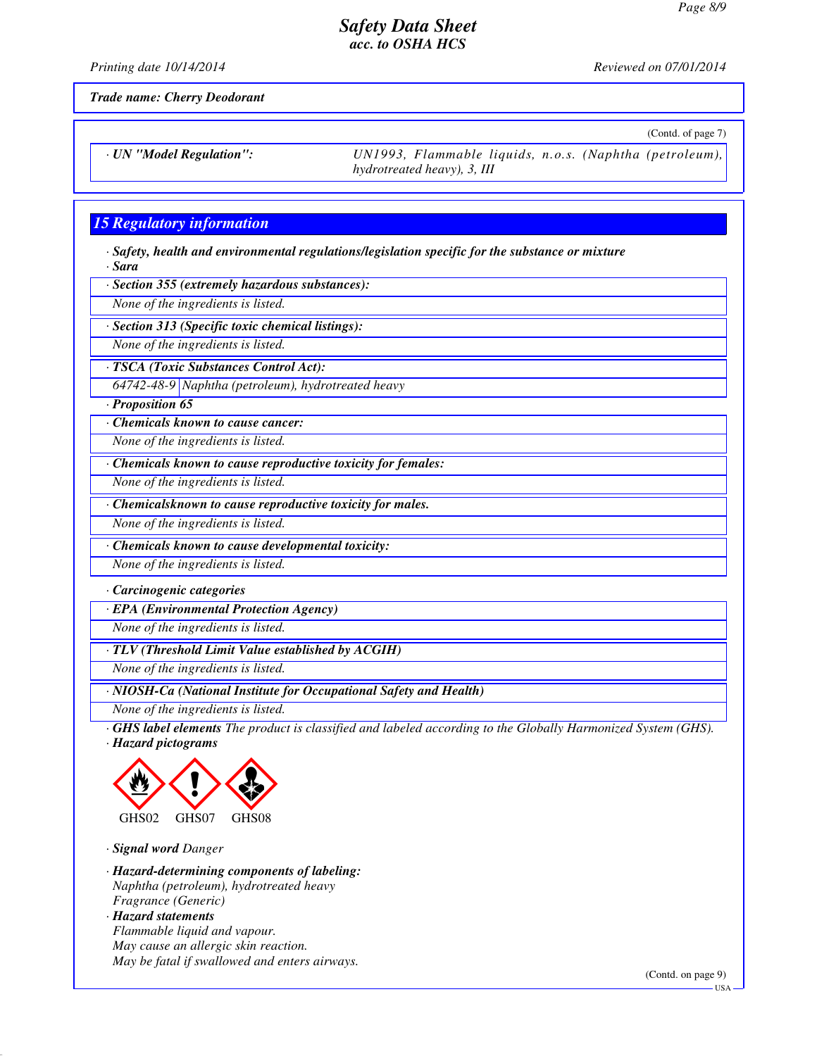*Trade name: Cherry Deodorant*

(Contd. of page 7)

| · UN "Model Regulation": | UN1993, Flammable liquids, n.o.s. (Naphtha (petroleum), hydrotreated heavy), 3, III |
|---|---|

## 15 Regulatory information

· **Safety, health and environmental regulations/legislation specific for the substance or mixture**

· **Sara**

· **Section 355 (extremely hazardous substances):**

None of the ingredients is listed.

· **Section 313 (Specific toxic chemical listings):**

None of the ingredients is listed.

· **TSCA (Toxic Substances Control Act):**

| 64742-48-9 | Naphtha (petroleum), hydrotreated heavy |
|---|---|

· **Proposition 65**

· **Chemicals known to cause cancer:**

None of the ingredients is listed.

· **Chemicals known to cause reproductive toxicity for females:**

None of the ingredients is listed.

· **Chemicalsknown to cause reproductive toxicity for males.**

None of the ingredients is listed.

· **Chemicals known to cause developmental toxicity:**

None of the ingredients is listed.

· **Carcinogenic categories**

· **EPA (Environmental Protection Agency)**

None of the ingredients is listed.

· **TLV (Threshold Limit Value established by ACGIH)**

None of the ingredients is listed.

· **NIOSH-Ca (National Institute for Occupational Safety and Health)**

None of the ingredients is listed.

· **GHS label elements** The product is classified and labeled according to the Globally Harmonized System (GHS).

· **Hazard pictograms**

GHS02 GHS07 GHS08

· **Signal word** Danger

· **Hazard-determining components of labeling:**

Naphtha (petroleum), hydrotreated heavy

Fragrance (Generic)

· **Hazard statements**

Flammable liquid and vapour.

May cause an allergic skin reaction.

May be fatal if swallowed and enters airways.

(Contd. on page 9)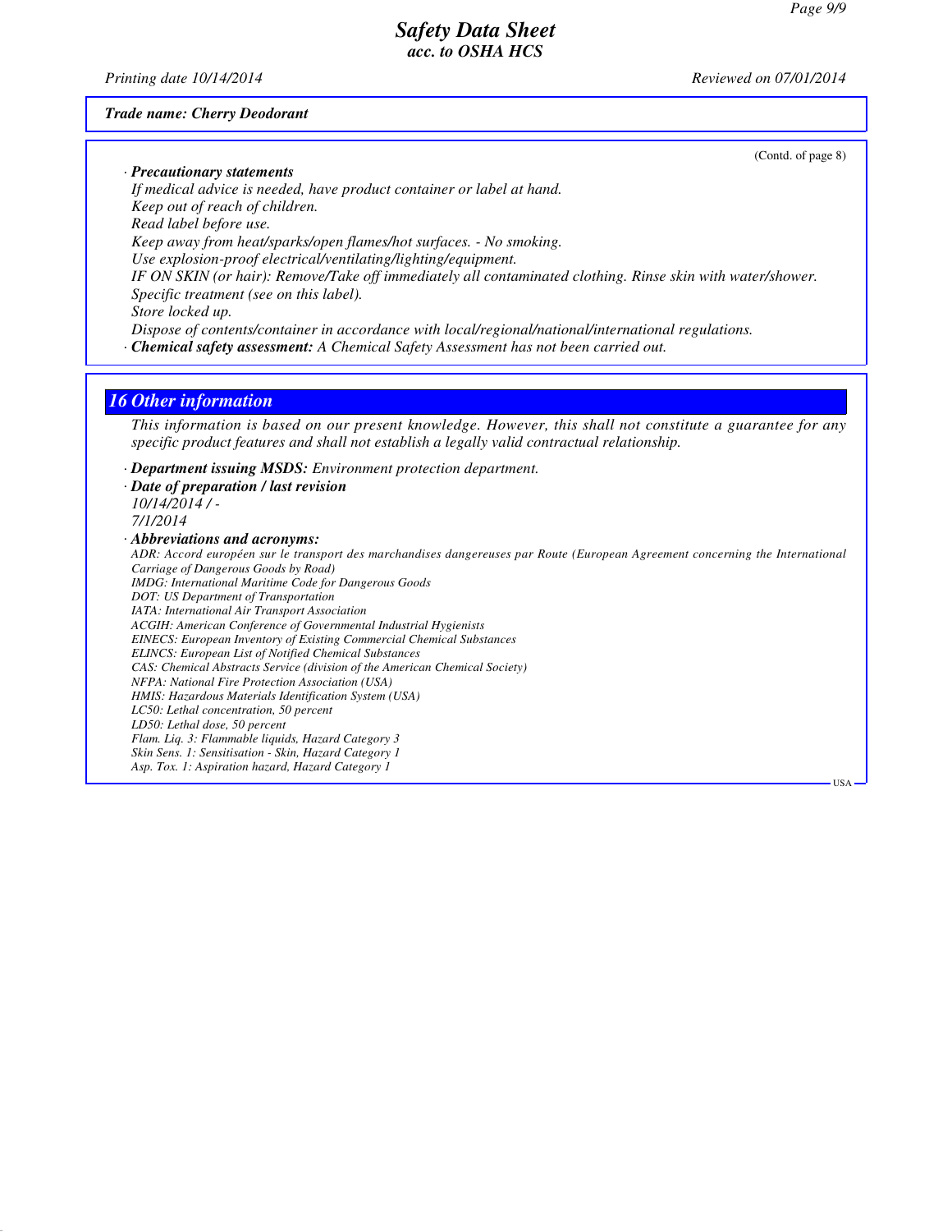*Trade name: Cherry Deodorant*

(Contd. of page 8)

· ***Precautionary statements***

*If medical advice is needed, have product container or label at hand.*
*Keep out of reach of children.*
*Read label before use.*
*Keep away from heat/sparks/open flames/hot surfaces. - No smoking.*
*Use explosion-proof electrical/ventilating/lighting/equipment.*
*IF ON SKIN (or hair): Remove/Take off immediately all contaminated clothing. Rinse skin with water/shower.*
*Specific treatment (see on this label).*
*Store locked up.*
*Dispose of contents/container in accordance with local/regional/national/international regulations.*

· ***Chemical safety assessment:*** *A Chemical Safety Assessment has not been carried out.*

## *16 Other information*

*This information is based on our present knowledge. However, this shall not constitute a guarantee for any specific product features and shall not establish a legally valid contractual relationship.*

· ***Department issuing MSDS:*** *Environment protection department.*

· ***Date of preparation / last revision***
*10/14/2014 / -*
*7/1/2014*

· ***Abbreviations and acronyms:***

*ADR: Accord européen sur le transport des marchandises dangereuses par Route (European Agreement concerning the International Carriage of Dangerous Goods by Road)*
*IMDG: International Maritime Code for Dangerous Goods*
*DOT: US Department of Transportation*
*IATA: International Air Transport Association*
*ACGIH: American Conference of Governmental Industrial Hygienists*
*EINECS: European Inventory of Existing Commercial Chemical Substances*
*ELINCS: European List of Notified Chemical Substances*
*CAS: Chemical Abstracts Service (division of the American Chemical Society)*
*NFPA: National Fire Protection Association (USA)*
*HMIS: Hazardous Materials Identification System (USA)*
*LC50: Lethal concentration, 50 percent*
*LD50: Lethal dose, 50 percent*
*Flam. Liq. 3: Flammable liquids, Hazard Category 3*
*Skin Sens. 1: Sensitisation - Skin, Hazard Category 1*
*Asp. Tox. 1: Aspiration hazard, Hazard Category 1*